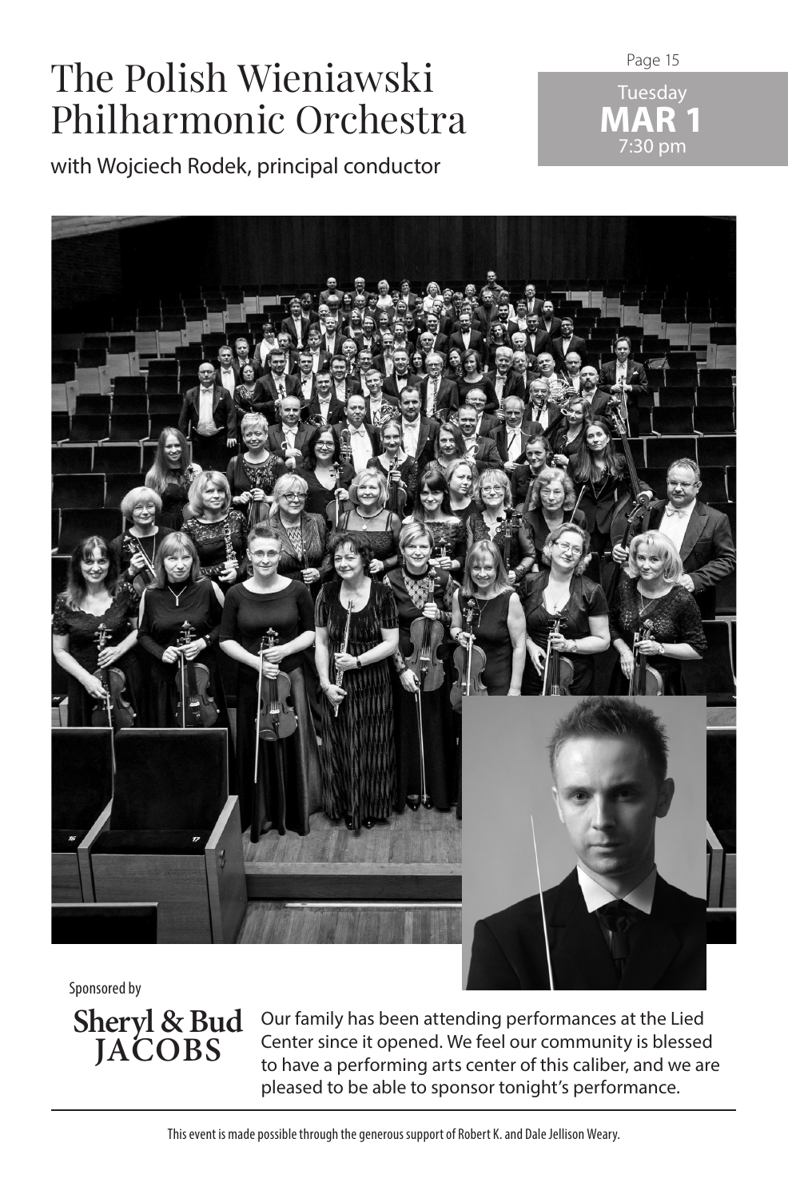# The Polish Wieniawski Philharmonic Orchestra

with Wojciech Rodek, principal conductor

Tuesday
**MAR 1**
7:30 pm

Sponsored by

**Sheryl & Bud JACOBS**

Our family has been attending performances at the Lied Center since it opened. We feel our community is blessed to have a performing arts center of this caliber, and we are pleased to be able to sponsor tonight's performance.

---

This event is made possible through the generous support of Robert K. and Dale Jellison Weary.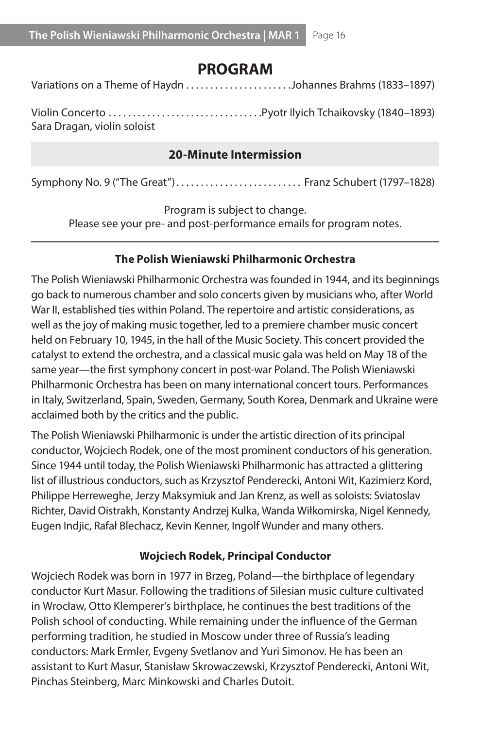# PROGRAM

Variations on a Theme of Haydn ...................... Johannes Brahms (1833–1897)

Violin Concerto ............................... Pyotr Ilyich Tchaikovsky (1840–1893)
Sara Dragan, violin soloist

**20-Minute Intermission**

Symphony No. 9 ("The Great") .......................... Franz Schubert (1797–1828)

Program is subject to change.
Please see your pre- and post-performance emails for program notes.

---

### The Polish Wieniawski Philharmonic Orchestra

The Polish Wieniawski Philharmonic Orchestra was founded in 1944, and its beginnings go back to numerous chamber and solo concerts given by musicians who, after World War II, established ties within Poland. The repertoire and artistic considerations, as well as the joy of making music together, led to a premiere chamber music concert held on February 10, 1945, in the hall of the Music Society. This concert provided the catalyst to extend the orchestra, and a classical music gala was held on May 18 of the same year—the first symphony concert in post-war Poland. The Polish Wieniawski Philharmonic Orchestra has been on many international concert tours. Performances in Italy, Switzerland, Spain, Sweden, Germany, South Korea, Denmark and Ukraine were acclaimed both by the critics and the public.

The Polish Wieniawski Philharmonic is under the artistic direction of its principal conductor, Wojciech Rodek, one of the most prominent conductors of his generation. Since 1944 until today, the Polish Wieniawski Philharmonic has attracted a glittering list of illustrious conductors, such as Krzysztof Penderecki, Antoni Wit, Kazimierz Kord, Philippe Herreweghe, Jerzy Maksymiuk and Jan Krenz, as well as soloists: Sviatoslav Richter, David Oistrakh, Konstanty Andrzej Kulka, Wanda Wiłkomirska, Nigel Kennedy, Eugen Indjic, Rafał Blechacz, Kevin Kenner, Ingolf Wunder and many others.

### Wojciech Rodek, Principal Conductor

Wojciech Rodek was born in 1977 in Brzeg, Poland—the birthplace of legendary conductor Kurt Masur. Following the traditions of Silesian music culture cultivated in Wrocław, Otto Klemperer's birthplace, he continues the best traditions of the Polish school of conducting. While remaining under the influence of the German performing tradition, he studied in Moscow under three of Russia's leading conductors: Mark Ermler, Evgeny Svetlanov and Yuri Simonov. He has been an assistant to Kurt Masur, Stanisław Skrowaczewski, Krzysztof Penderecki, Antoni Wit, Pinchas Steinberg, Marc Minkowski and Charles Dutoit.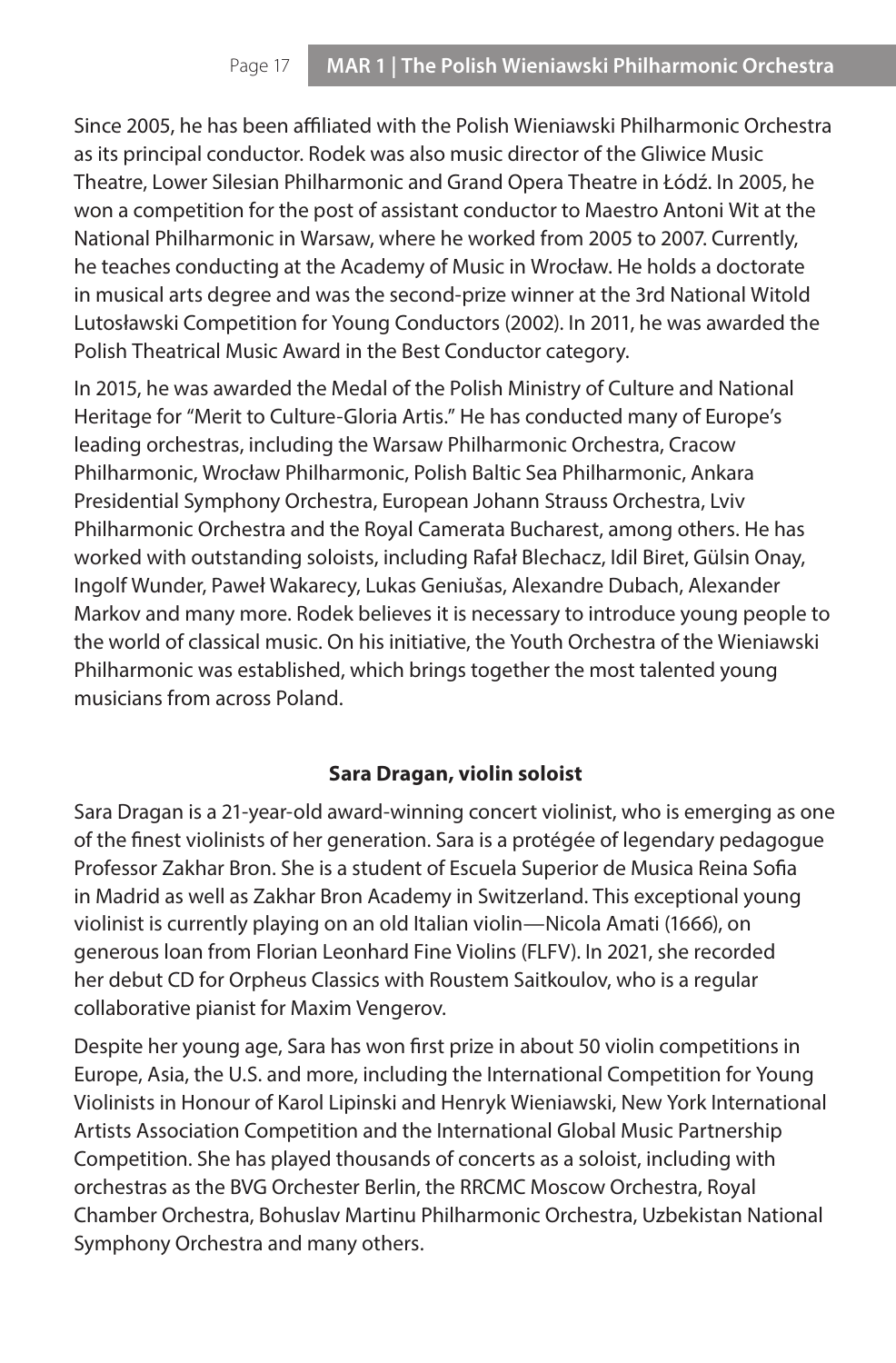Since 2005, he has been affiliated with the Polish Wieniawski Philharmonic Orchestra as its principal conductor. Rodek was also music director of the Gliwice Music Theatre, Lower Silesian Philharmonic and Grand Opera Theatre in Łódź. In 2005, he won a competition for the post of assistant conductor to Maestro Antoni Wit at the National Philharmonic in Warsaw, where he worked from 2005 to 2007. Currently, he teaches conducting at the Academy of Music in Wrocław. He holds a doctorate in musical arts degree and was the second-prize winner at the 3rd National Witold Lutosławski Competition for Young Conductors (2002). In 2011, he was awarded the Polish Theatrical Music Award in the Best Conductor category.

In 2015, he was awarded the Medal of the Polish Ministry of Culture and National Heritage for "Merit to Culture-Gloria Artis." He has conducted many of Europe's leading orchestras, including the Warsaw Philharmonic Orchestra, Cracow Philharmonic, Wrocław Philharmonic, Polish Baltic Sea Philharmonic, Ankara Presidential Symphony Orchestra, European Johann Strauss Orchestra, Lviv Philharmonic Orchestra and the Royal Camerata Bucharest, among others. He has worked with outstanding soloists, including Rafał Blechacz, Idil Biret, Gülsin Onay, Ingolf Wunder, Paweł Wakarecy, Lukas Geniušas, Alexandre Dubach, Alexander Markov and many more. Rodek believes it is necessary to introduce young people to the world of classical music. On his initiative, the Youth Orchestra of the Wieniawski Philharmonic was established, which brings together the most talented young musicians from across Poland.

**Sara Dragan, violin soloist**

Sara Dragan is a 21-year-old award-winning concert violinist, who is emerging as one of the finest violinists of her generation. Sara is a protégée of legendary pedagogue Professor Zakhar Bron. She is a student of Escuela Superior de Musica Reina Sofia in Madrid as well as Zakhar Bron Academy in Switzerland. This exceptional young violinist is currently playing on an old Italian violin—Nicola Amati (1666), on generous loan from Florian Leonhard Fine Violins (FLFV). In 2021, she recorded her debut CD for Orpheus Classics with Roustem Saitkoulov, who is a regular collaborative pianist for Maxim Vengerov.

Despite her young age, Sara has won first prize in about 50 violin competitions in Europe, Asia, the U.S. and more, including the International Competition for Young Violinists in Honour of Karol Lipinski and Henryk Wieniawski, New York International Artists Association Competition and the International Global Music Partnership Competition. She has played thousands of concerts as a soloist, including with orchestras as the BVG Orchester Berlin, the RRCMC Moscow Orchestra, Royal Chamber Orchestra, Bohuslav Martinu Philharmonic Orchestra, Uzbekistan National Symphony Orchestra and many others.